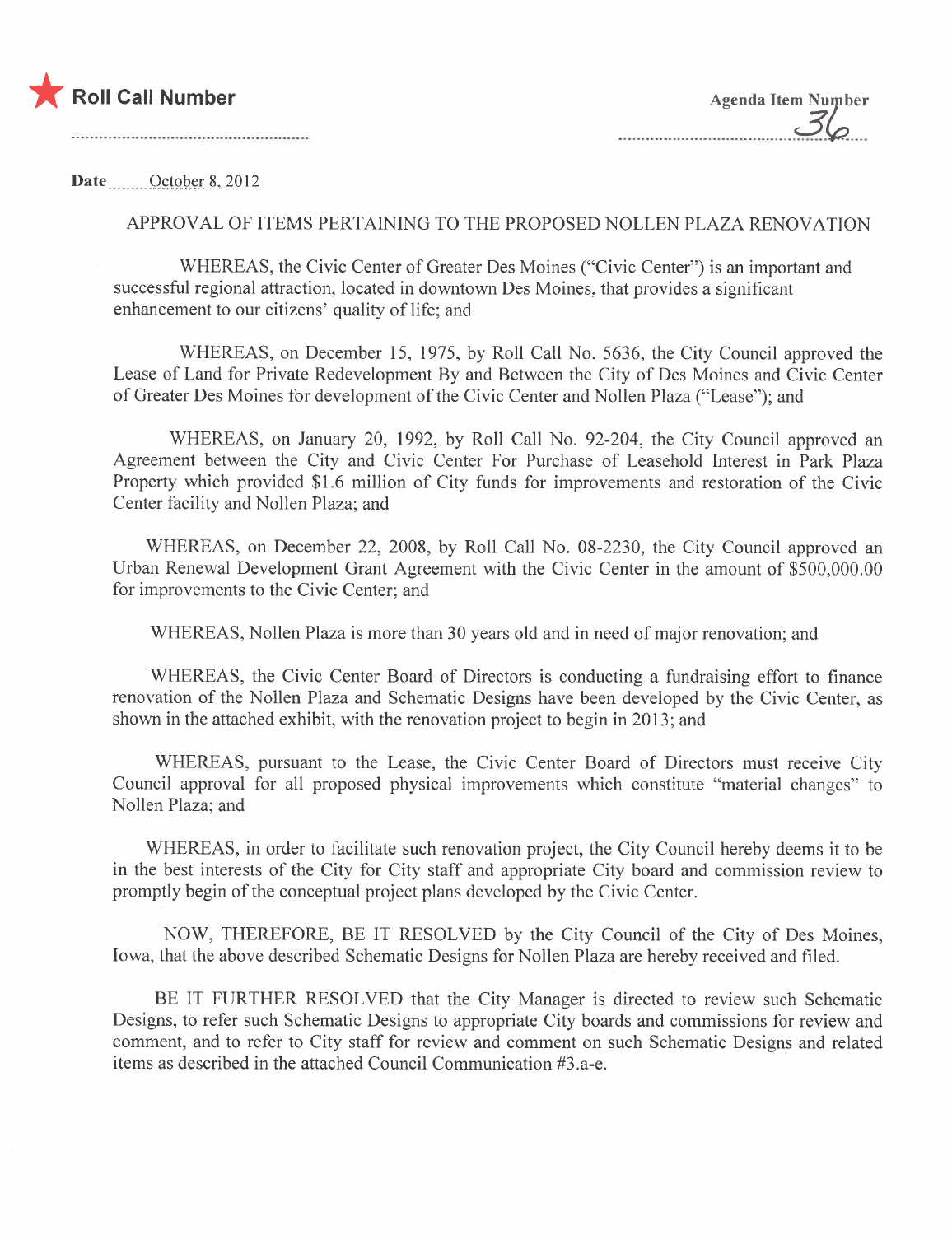★ **Roll Call Number**

**Agenda Item Number**
36

**Date** October 8, 2012

APPROVAL OF ITEMS PERTAINING TO THE PROPOSED NOLLEN PLAZA RENOVATION

WHEREAS, the Civic Center of Greater Des Moines ("Civic Center") is an important and successful regional attraction, located in downtown Des Moines, that provides a significant enhancement to our citizens' quality of life; and

WHEREAS, on December 15, 1975, by Roll Call No. 5636, the City Council approved the Lease of Land for Private Redevelopment By and Between the City of Des Moines and Civic Center of Greater Des Moines for development of the Civic Center and Nollen Plaza ("Lease"); and

WHEREAS, on January 20, 1992, by Roll Call No. 92-204, the City Council approved an Agreement between the City and Civic Center For Purchase of Leasehold Interest in Park Plaza Property which provided $1.6 million of City funds for improvements and restoration of the Civic Center facility and Nollen Plaza; and

WHEREAS, on December 22, 2008, by Roll Call No. 08-2230, the City Council approved an Urban Renewal Development Grant Agreement with the Civic Center in the amount of $500,000.00 for improvements to the Civic Center; and

WHEREAS, Nollen Plaza is more than 30 years old and in need of major renovation; and

WHEREAS, the Civic Center Board of Directors is conducting a fundraising effort to finance renovation of the Nollen Plaza and Schematic Designs have been developed by the Civic Center, as shown in the attached exhibit, with the renovation project to begin in 2013; and

WHEREAS, pursuant to the Lease, the Civic Center Board of Directors must receive City Council approval for all proposed physical improvements which constitute "material changes" to Nollen Plaza; and

WHEREAS, in order to facilitate such renovation project, the City Council hereby deems it to be in the best interests of the City for City staff and appropriate City board and commission review to promptly begin of the conceptual project plans developed by the Civic Center.

NOW, THEREFORE, BE IT RESOLVED by the City Council of the City of Des Moines, Iowa, that the above described Schematic Designs for Nollen Plaza are hereby received and filed.

BE IT FURTHER RESOLVED that the City Manager is directed to review such Schematic Designs, to refer such Schematic Designs to appropriate City boards and commissions for review and comment, and to refer to City staff for review and comment on such Schematic Designs and related items as described in the attached Council Communication #3.a-e.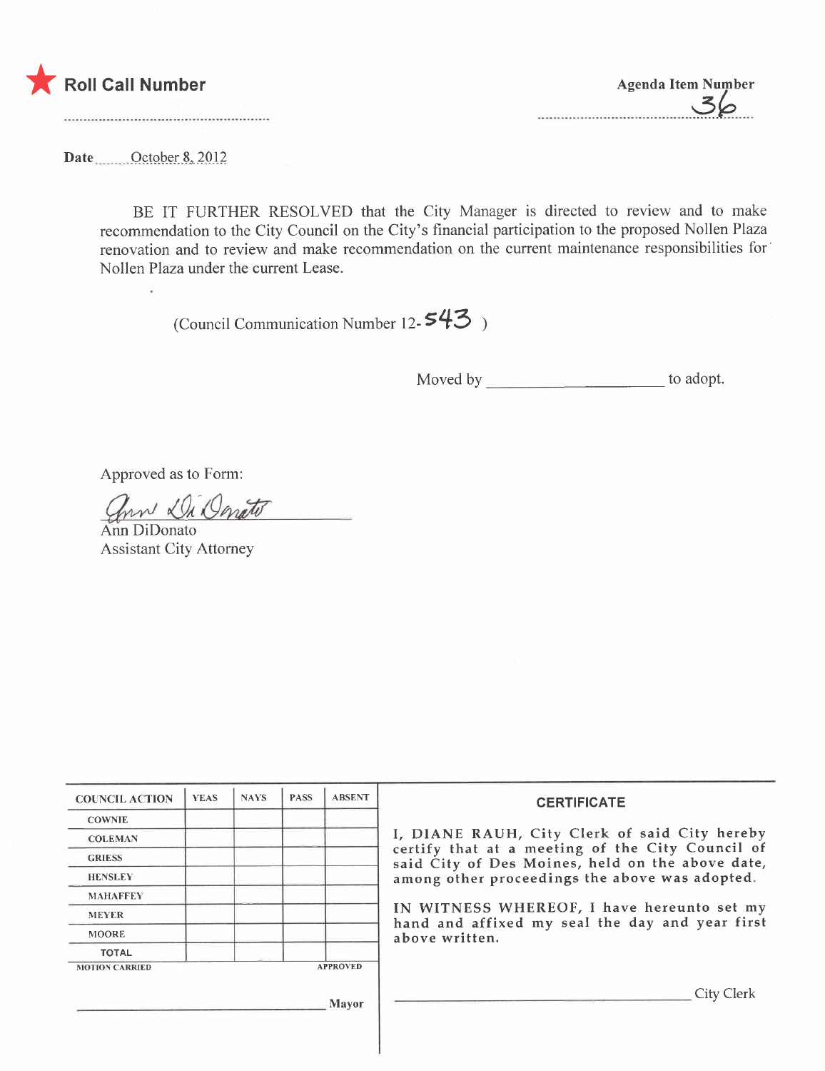★ **Roll Call Number**

**Agenda Item Number**
36

**Date** October 8, 2012

BE IT FURTHER RESOLVED that the City Manager is directed to review and to make recommendation to the City Council on the City's financial participation to the proposed Nollen Plaza renovation and to review and make recommendation on the current maintenance responsibilities for Nollen Plaza under the current Lease.

(Council Communication Number 12-543 )

Moved by ______________________ to adopt.

Approved as to Form:

Ann DiDonato
Assistant City Attorney

| COUNCIL ACTION | YEAS | NAYS | PASS | ABSENT |
|---|---|---|---|---|
| COWNIE | | | | |
| COLEMAN | | | | |
| GRIESS | | | | |
| HENSLEY | | | | |
| MAHAFFEY | | | | |
| MEYER | | | | |
| MOORE | | | | |
| TOTAL | | | | |

MOTION CARRIED APPROVED

______________________________ Mayor

**CERTIFICATE**

I, DIANE RAUH, City Clerk of said City hereby certify that at a meeting of the City Council of said City of Des Moines, held on the above date, among other proceedings the above was adopted.

IN WITNESS WHEREOF, I have hereunto set my hand and affixed my seal the day and year first above written.

______________________________ City Clerk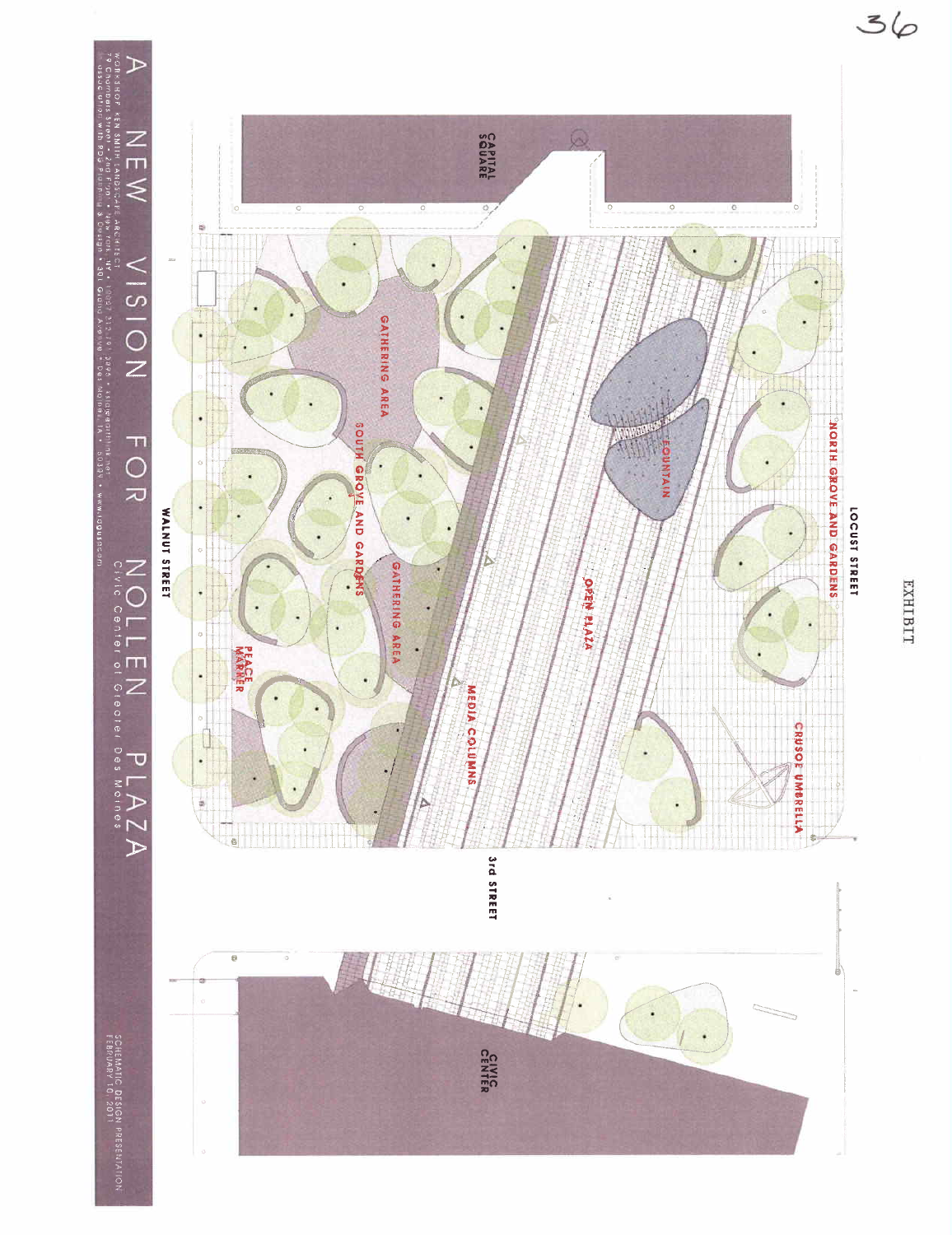EXHIBIT

LOCUST STREET

CAPITAL SQUARE

NORTH GROVE AND GARDENS

FOUNTAIN

OPEN PLAZA

CRUSOE UMBRELLA

GATHERING AREA

SOUTH GROVE AND GARDENS

GATHERING AREA

MEDIA COLUMNS

PEACE MARKER

WALNUT STREET

3rd STREET

CIVIC CENTER

# A NEW VISION FOR NOLLEN PLAZA

Civic Center of Greater Des Moines

WORKSHOP: KEN SMITH LANDSCAPE ARCHITECT • 79 Chambers Street • 2nd Floor • New York, NY • 10007 212.791.3595 • ksla@earthlink.net
In association with RDG Planning & Design • 301 Grand Avenue • Des Moines, IA • 50309 • www.rdgusa.com

SCHEMATIC DESIGN PRESENTATION
FEBRUARY 10, 2011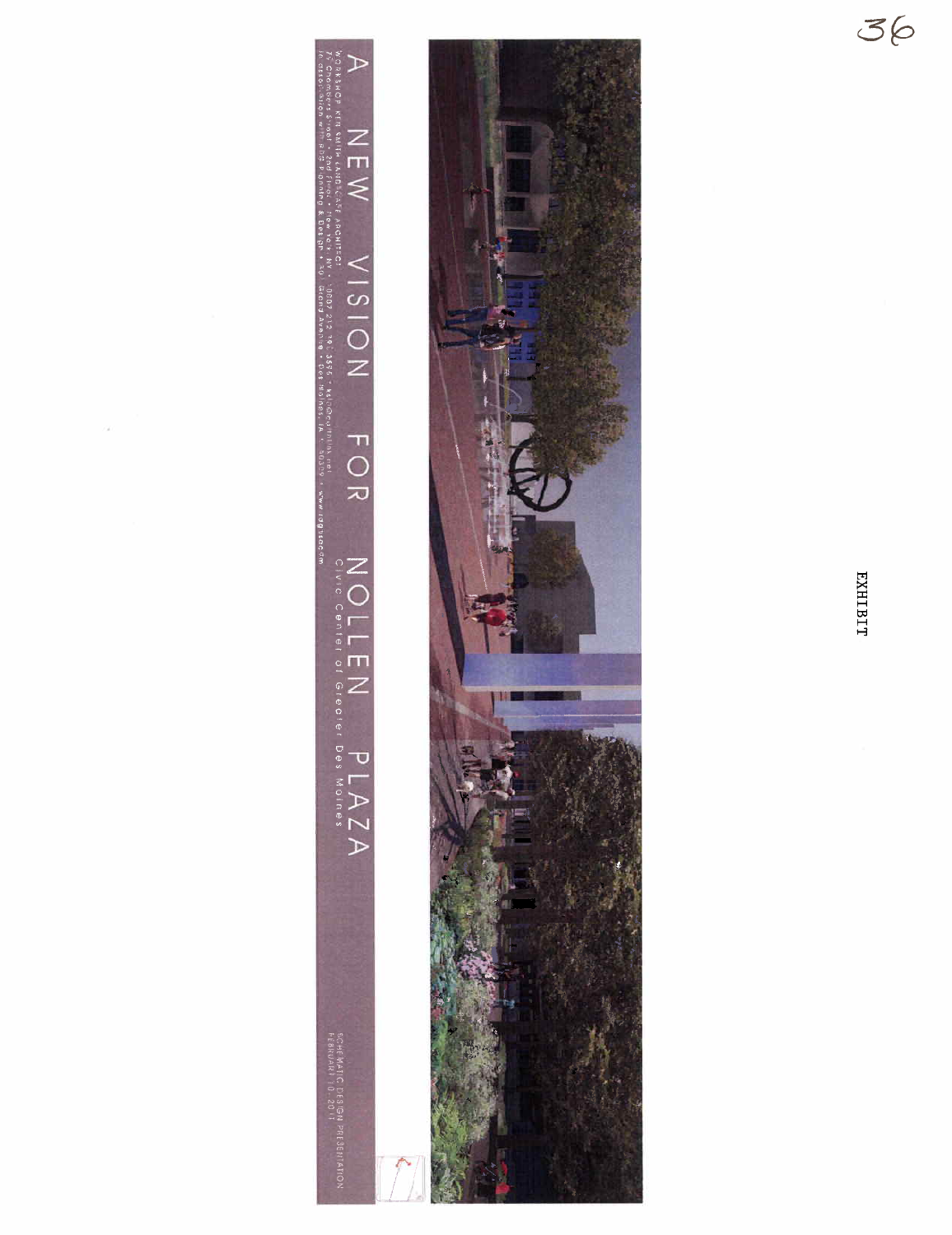# A NEW VISION FOR NOLLEN PLAZA

Civic Center of Greater Des Moines

WORKSHOP KEN SMITH LANDSCAPE ARCHITECT
73 Chambers Street • 2nd Floor • New York, NY • 10007 212 791 3595 • ksla@earthlink.net
In association with RDG Planning & Design • 301 Grand Avenue • Des Moines, IA • 50309 • www.rdgusa.com

SCHEMATIC DESIGN PRESENTATION
FEBRUARY 10, 2011

EXHIBIT

36